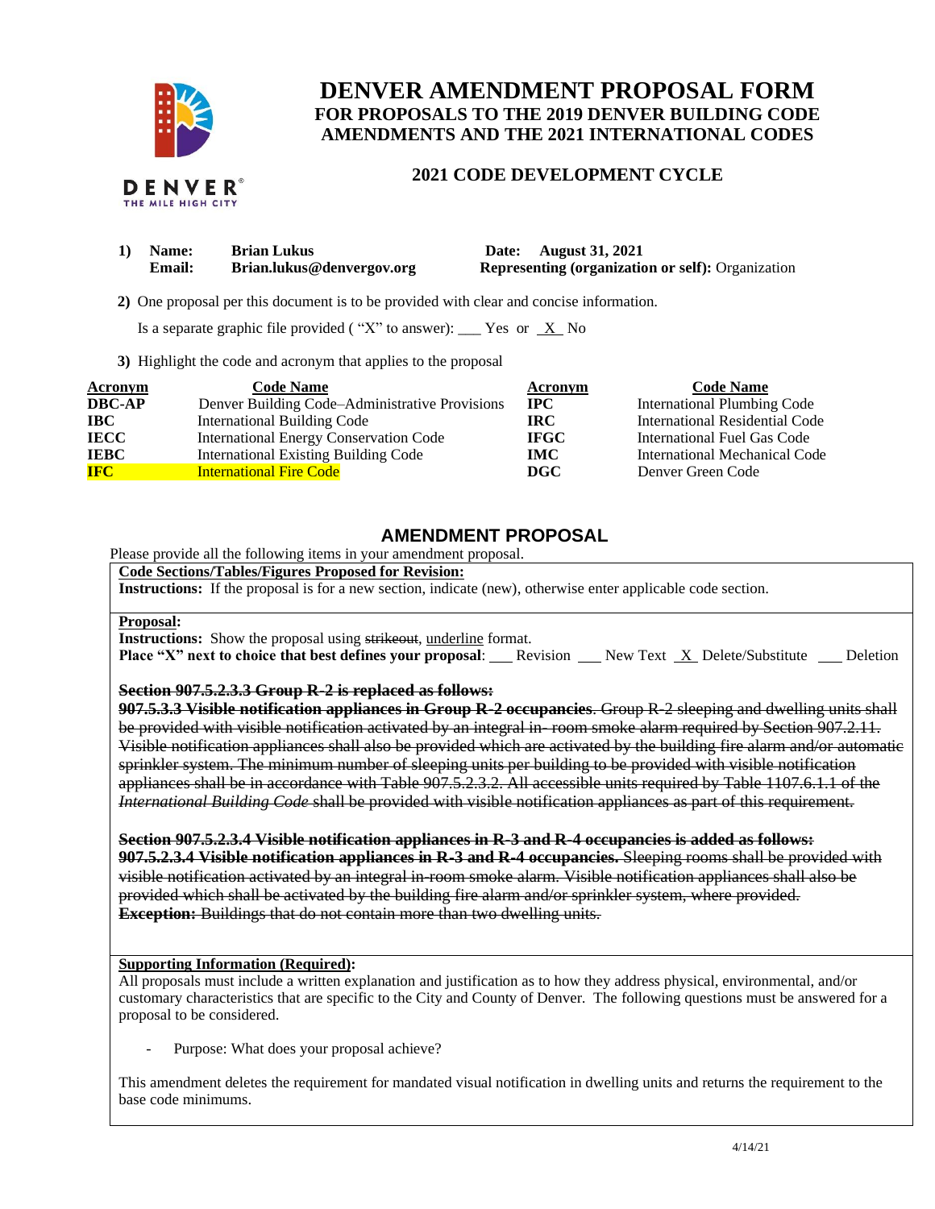# DENVER AMENDMENT PROPOSAL FORM
## FOR PROPOSALS TO THE 2019 DENVER BUILDING CODE AMENDMENTS AND THE 2021 INTERNATIONAL CODES

### 2021 CODE DEVELOPMENT CYCLE

1) **Name:** **Brian Lukus** **Date:** **August 31, 2021**
   **Email:** **Brian.lukus@denvergov.org** **Representing (organization or self):** Organization

2) One proposal per this document is to be provided with clear and concise information.

   Is a separate graphic file provided ( "X" to answer): ___ Yes or _X_ No

3) Highlight the code and acronym that applies to the proposal

| Acronym | Code Name | Acronym | Code Name |
|---|---|---|---|
| **DBC-AP** | Denver Building Code–Administrative Provisions | **IPC** | International Plumbing Code |
| **IBC** | International Building Code | **IRC** | International Residential Code |
| **IECC** | International Energy Conservation Code | **IFGC** | International Fuel Gas Code |
| **IEBC** | International Existing Building Code | **IMC** | International Mechanical Code |
| **IFC** | International Fire Code | **DGC** | Denver Green Code |

## AMENDMENT PROPOSAL

Please provide all the following items in your amendment proposal.

**Code Sections/Tables/Figures Proposed for Revision:**

**Instructions:** If the proposal is for a new section, indicate (new), otherwise enter applicable code section.

**Proposal:**

**Instructions:** Show the proposal using ~~strikeout~~, underline format.

**Place "X" next to choice that best defines your proposal**: ___ Revision ___ New Text _X_ Delete/Substitute ___ Deletion

~~**Section 907.5.2.3.3 Group R-2 is replaced as follows:**~~

~~**907.5.3.3 Visible notification appliances in Group R-2 occupancies**. Group R-2 sleeping and dwelling units shall be provided with visible notification activated by an integral in- room smoke alarm required by Section 907.2.11. Visible notification appliances shall also be provided which are activated by the building fire alarm and/or automatic sprinkler system. The minimum number of sleeping units per building to be provided with visible notification appliances shall be in accordance with Table 907.5.2.3.2. All accessible units required by Table 1107.6.1.1 of the *International Building Code* shall be provided with visible notification appliances as part of this requirement.~~

~~**Section 907.5.2.3.4 Visible notification appliances in R-3 and R-4 occupancies is added as follows:**~~

~~**907.5.2.3.4 Visible notification appliances in R-3 and R-4 occupancies.** Sleeping rooms shall be provided with visible notification activated by an integral in-room smoke alarm. Visible notification appliances shall also be provided which shall be activated by the building fire alarm and/or sprinkler system, where provided.~~

~~**Exception:** Buildings that do not contain more than two dwelling units.~~

**Supporting Information (Required):**

All proposals must include a written explanation and justification as to how they address physical, environmental, and/or customary characteristics that are specific to the City and County of Denver. The following questions must be answered for a proposal to be considered.

- Purpose: What does your proposal achieve?

This amendment deletes the requirement for mandated visual notification in dwelling units and returns the requirement to the base code minimums.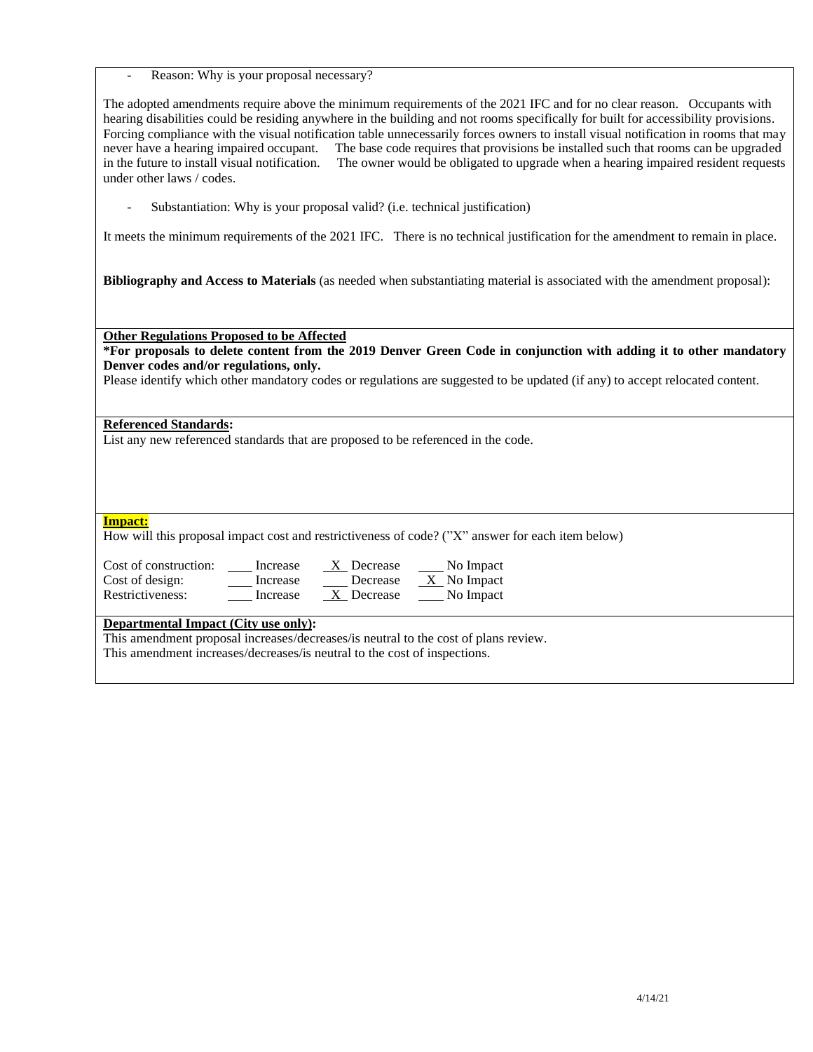- Reason: Why is your proposal necessary?

The adopted amendments require above the minimum requirements of the 2021 IFC and for no clear reason. Occupants with hearing disabilities could be residing anywhere in the building and not rooms specifically for built for accessibility provisions. Forcing compliance with the visual notification table unnecessarily forces owners to install visual notification in rooms that may never have a hearing impaired occupant. The base code requires that provisions be installed such that rooms can be upgraded in the future to install visual notification. The owner would be obligated to upgrade when a hearing impaired resident requests under other laws / codes.

- Substantiation: Why is your proposal valid? (i.e. technical justification)

It meets the minimum requirements of the 2021 IFC. There is no technical justification for the amendment to remain in place.

**Bibliography and Access to Materials** (as needed when substantiating material is associated with the amendment proposal):

**Other Regulations Proposed to be Affected**

**\*For proposals to delete content from the 2019 Denver Green Code in conjunction with adding it to other mandatory Denver codes and/or regulations, only.**

Please identify which other mandatory codes or regulations are suggested to be updated (if any) to accept relocated content.

**Referenced Standards:**

List any new referenced standards that are proposed to be referenced in the code.

**Impact:**

How will this proposal impact cost and restrictiveness of code? (”X” answer for each item below)

| | | | |
|---|---|---|---|
| Cost of construction: | ___ Increase | X Decrease | ___ No Impact |
| Cost of design: | ___ Increase | ___ Decrease | X No Impact |
| Restrictiveness: | ___ Increase | X Decrease | ___ No Impact |

**Departmental Impact (City use only):**

This amendment proposal increases/decreases/is neutral to the cost of plans review.

This amendment increases/decreases/is neutral to the cost of inspections.